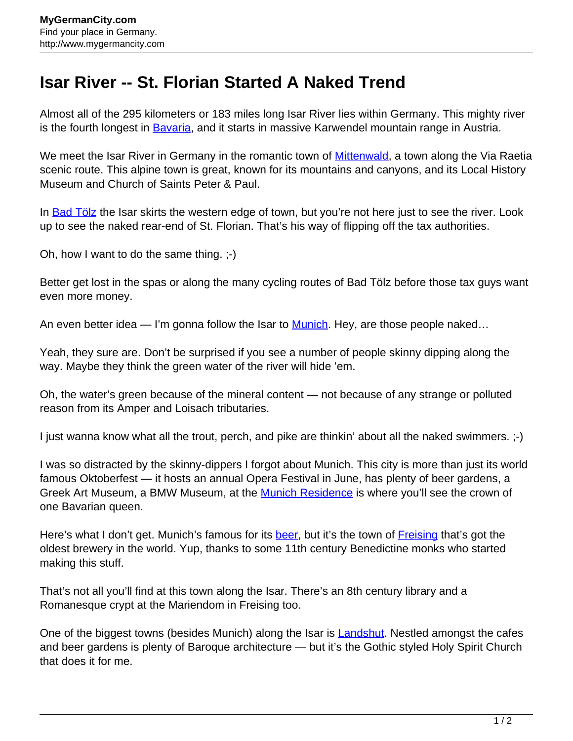# Isar River -- St. Florian Started A Naked Trend

Almost all of the 295 kilometers or 183 miles long Isar River lies within Germany. This mighty river is the fourth longest in Bavaria, and it starts in massive Karwendel mountain range in Austria.

We meet the Isar River in Germany in the romantic town of Mittenwald, a town along the Via Raetia scenic route. This alpine town is great, known for its mountains and canyons, and its Local History Museum and Church of Saints Peter & Paul.

In Bad Tölz the Isar skirts the western edge of town, but you're not here just to see the river. Look up to see the naked rear-end of St. Florian. That's his way of flipping off the tax authorities.

Oh, how I want to do the same thing. ;-)

Better get lost in the spas or along the many cycling routes of Bad Tölz before those tax guys want even more money.

An even better idea — I'm gonna follow the Isar to Munich. Hey, are those people naked…

Yeah, they sure are. Don't be surprised if you see a number of people skinny dipping along the way. Maybe they think the green water of the river will hide 'em.

Oh, the water's green because of the mineral content — not because of any strange or polluted reason from its Amper and Loisach tributaries.

I just wanna know what all the trout, perch, and pike are thinkin' about all the naked swimmers. ;-)

I was so distracted by the skinny-dippers I forgot about Munich. This city is more than just its world famous Oktoberfest — it hosts an annual Opera Festival in June, has plenty of beer gardens, a Greek Art Museum, a BMW Museum, at the Munich Residence is where you'll see the crown of one Bavarian queen.

Here's what I don't get. Munich's famous for its beer, but it's the town of Freising that's got the oldest brewery in the world. Yup, thanks to some 11th century Benedictine monks who started making this stuff.

That's not all you'll find at this town along the Isar. There's an 8th century library and a Romanesque crypt at the Mariendom in Freising too.

One of the biggest towns (besides Munich) along the Isar is Landshut. Nestled amongst the cafes and beer gardens is plenty of Baroque architecture — but it's the Gothic styled Holy Spirit Church that does it for me.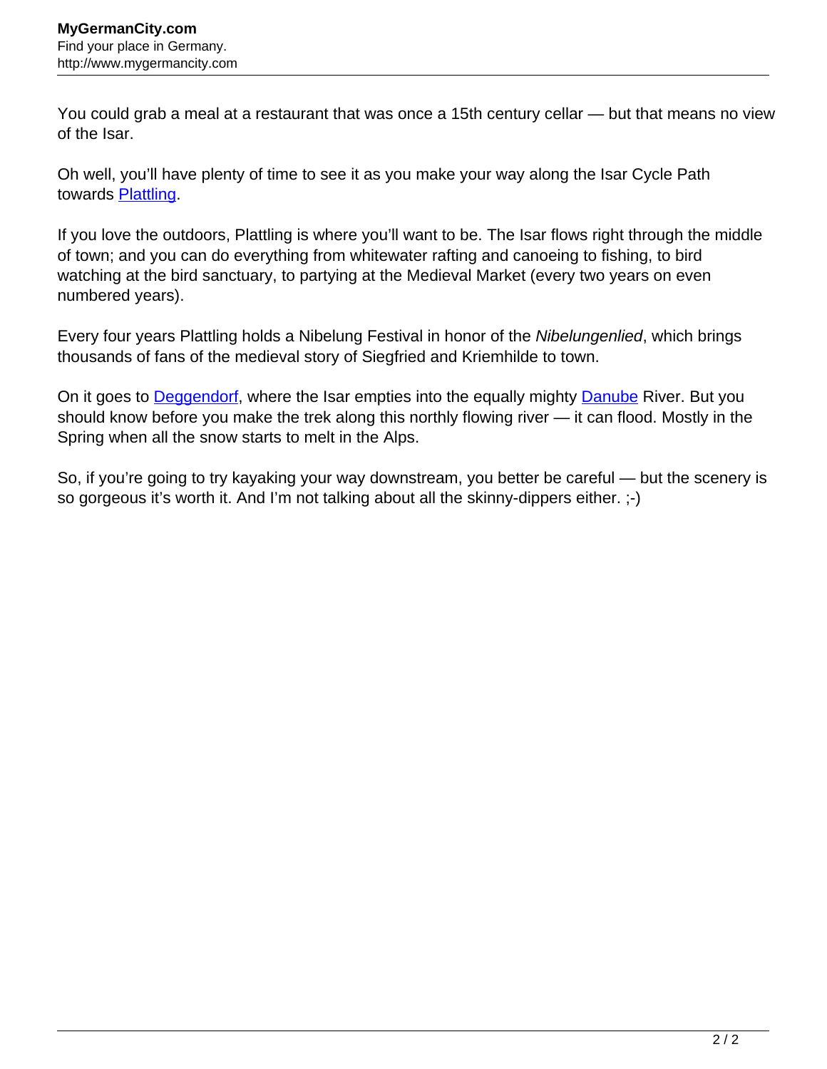You could grab a meal at a restaurant that was once a 15th century cellar — but that means no view of the Isar.

Oh well, you'll have plenty of time to see it as you make your way along the Isar Cycle Path towards Plattling.

If you love the outdoors, Plattling is where you'll want to be. The Isar flows right through the middle of town; and you can do everything from whitewater rafting and canoeing to fishing, to bird watching at the bird sanctuary, to partying at the Medieval Market (every two years on even numbered years).

Every four years Plattling holds a Nibelung Festival in honor of the *Nibelungenlied*, which brings thousands of fans of the medieval story of Siegfried and Kriemhilde to town.

On it goes to Deggendorf, where the Isar empties into the equally mighty Danube River. But you should know before you make the trek along this northly flowing river — it can flood. Mostly in the Spring when all the snow starts to melt in the Alps.

So, if you're going to try kayaking your way downstream, you better be careful — but the scenery is so gorgeous it's worth it. And I'm not talking about all the skinny-dippers either. ;-)